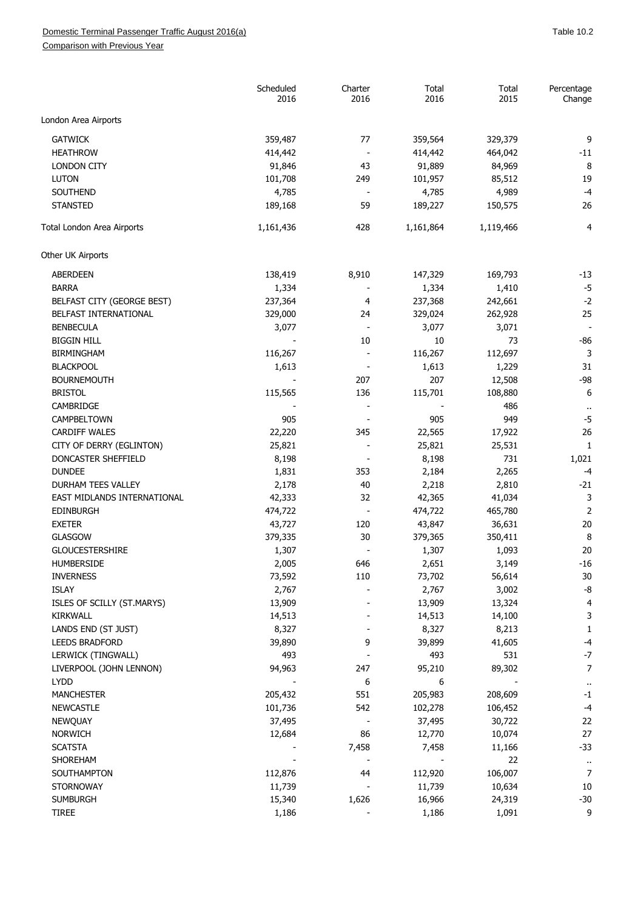Domestic Terminal Passenger Traffic August 2016(a)

Comparison with Previous Year

Table 10.2

| | Scheduled 2016 | Charter 2016 | Total 2016 | Total 2015 | Percentage Change |
|---|---|---|---|---|---|
| London Area Airports | | | | | |
| GATWICK | 359,487 | 77 | 359,564 | 329,379 | 9 |
| HEATHROW | 414,442 | - | 414,442 | 464,042 | -11 |
| LONDON CITY | 91,846 | 43 | 91,889 | 84,969 | 8 |
| LUTON | 101,708 | 249 | 101,957 | 85,512 | 19 |
| SOUTHEND | 4,785 | - | 4,785 | 4,989 | -4 |
| STANSTED | 189,168 | 59 | 189,227 | 150,575 | 26 |
| Total London Area Airports | 1,161,436 | 428 | 1,161,864 | 1,119,466 | 4 |
| Other UK Airports | | | | | |
| ABERDEEN | 138,419 | 8,910 | 147,329 | 169,793 | -13 |
| BARRA | 1,334 | - | 1,334 | 1,410 | -5 |
| BELFAST CITY (GEORGE BEST) | 237,364 | 4 | 237,368 | 242,661 | -2 |
| BELFAST INTERNATIONAL | 329,000 | 24 | 329,024 | 262,928 | 25 |
| BENBECULA | 3,077 | - | 3,077 | 3,071 | - |
| BIGGIN HILL | - | 10 | 10 | 73 | -86 |
| BIRMINGHAM | 116,267 | - | 116,267 | 112,697 | 3 |
| BLACKPOOL | 1,613 | - | 1,613 | 1,229 | 31 |
| BOURNEMOUTH | - | 207 | 207 | 12,508 | -98 |
| BRISTOL | 115,565 | 136 | 115,701 | 108,880 | 6 |
| CAMBRIDGE | - | - | - | 486 | .. |
| CAMPBELTOWN | 905 | - | 905 | 949 | -5 |
| CARDIFF WALES | 22,220 | 345 | 22,565 | 17,922 | 26 |
| CITY OF DERRY (EGLINTON) | 25,821 | - | 25,821 | 25,531 | 1 |
| DONCASTER SHEFFIELD | 8,198 | - | 8,198 | 731 | 1,021 |
| DUNDEE | 1,831 | 353 | 2,184 | 2,265 | -4 |
| DURHAM TEES VALLEY | 2,178 | 40 | 2,218 | 2,810 | -21 |
| EAST MIDLANDS INTERNATIONAL | 42,333 | 32 | 42,365 | 41,034 | 3 |
| EDINBURGH | 474,722 | - | 474,722 | 465,780 | 2 |
| EXETER | 43,727 | 120 | 43,847 | 36,631 | 20 |
| GLASGOW | 379,335 | 30 | 379,365 | 350,411 | 8 |
| GLOUCESTERSHIRE | 1,307 | - | 1,307 | 1,093 | 20 |
| HUMBERSIDE | 2,005 | 646 | 2,651 | 3,149 | -16 |
| INVERNESS | 73,592 | 110 | 73,702 | 56,614 | 30 |
| ISLAY | 2,767 | - | 2,767 | 3,002 | -8 |
| ISLES OF SCILLY (ST.MARYS) | 13,909 | - | 13,909 | 13,324 | 4 |
| KIRKWALL | 14,513 | - | 14,513 | 14,100 | 3 |
| LANDS END (ST JUST) | 8,327 | - | 8,327 | 8,213 | 1 |
| LEEDS BRADFORD | 39,890 | 9 | 39,899 | 41,605 | -4 |
| LERWICK (TINGWALL) | 493 | - | 493 | 531 | -7 |
| LIVERPOOL (JOHN LENNON) | 94,963 | 247 | 95,210 | 89,302 | 7 |
| LYDD | - | 6 | 6 | - | .. |
| MANCHESTER | 205,432 | 551 | 205,983 | 208,609 | -1 |
| NEWCASTLE | 101,736 | 542 | 102,278 | 106,452 | -4 |
| NEWQUAY | 37,495 | - | 37,495 | 30,722 | 22 |
| NORWICH | 12,684 | 86 | 12,770 | 10,074 | 27 |
| SCATSTA | - | 7,458 | 7,458 | 11,166 | -33 |
| SHOREHAM | - | - | - | 22 | .. |
| SOUTHAMPTON | 112,876 | 44 | 112,920 | 106,007 | 7 |
| STORNOWAY | 11,739 | - | 11,739 | 10,634 | 10 |
| SUMBURGH | 15,340 | 1,626 | 16,966 | 24,319 | -30 |
| TIREE | 1,186 | - | 1,186 | 1,091 | 9 |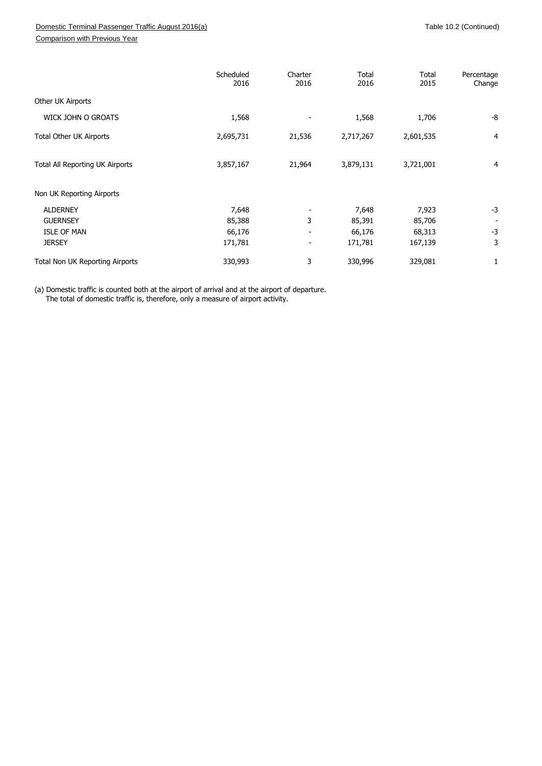Domestic Terminal Passenger Traffic August 2016(a)

Comparison with Previous Year

Table 10.2 (Continued)

| | Scheduled 2016 | Charter 2016 | Total 2016 | Total 2015 | Percentage Change |
|---|---|---|---|---|---|
| Other UK Airports | | | | | |
| WICK JOHN O GROATS | 1,568 | - | 1,568 | 1,706 | -8 |
| Total Other UK Airports | 2,695,731 | 21,536 | 2,717,267 | 2,601,535 | 4 |
| Total All Reporting UK Airports | 3,857,167 | 21,964 | 3,879,131 | 3,721,001 | 4 |
| Non UK Reporting Airports | | | | | |
| ALDERNEY | 7,648 | - | 7,648 | 7,923 | -3 |
| GUERNSEY | 85,388 | 3 | 85,391 | 85,706 | - |
| ISLE OF MAN | 66,176 | - | 66,176 | 68,313 | -3 |
| JERSEY | 171,781 | - | 171,781 | 167,139 | 3 |
| Total Non UK Reporting Airports | 330,993 | 3 | 330,996 | 329,081 | 1 |

(a) Domestic traffic is counted both at the airport of arrival and at the airport of departure.
The total of domestic traffic is, therefore, only a measure of airport activity.